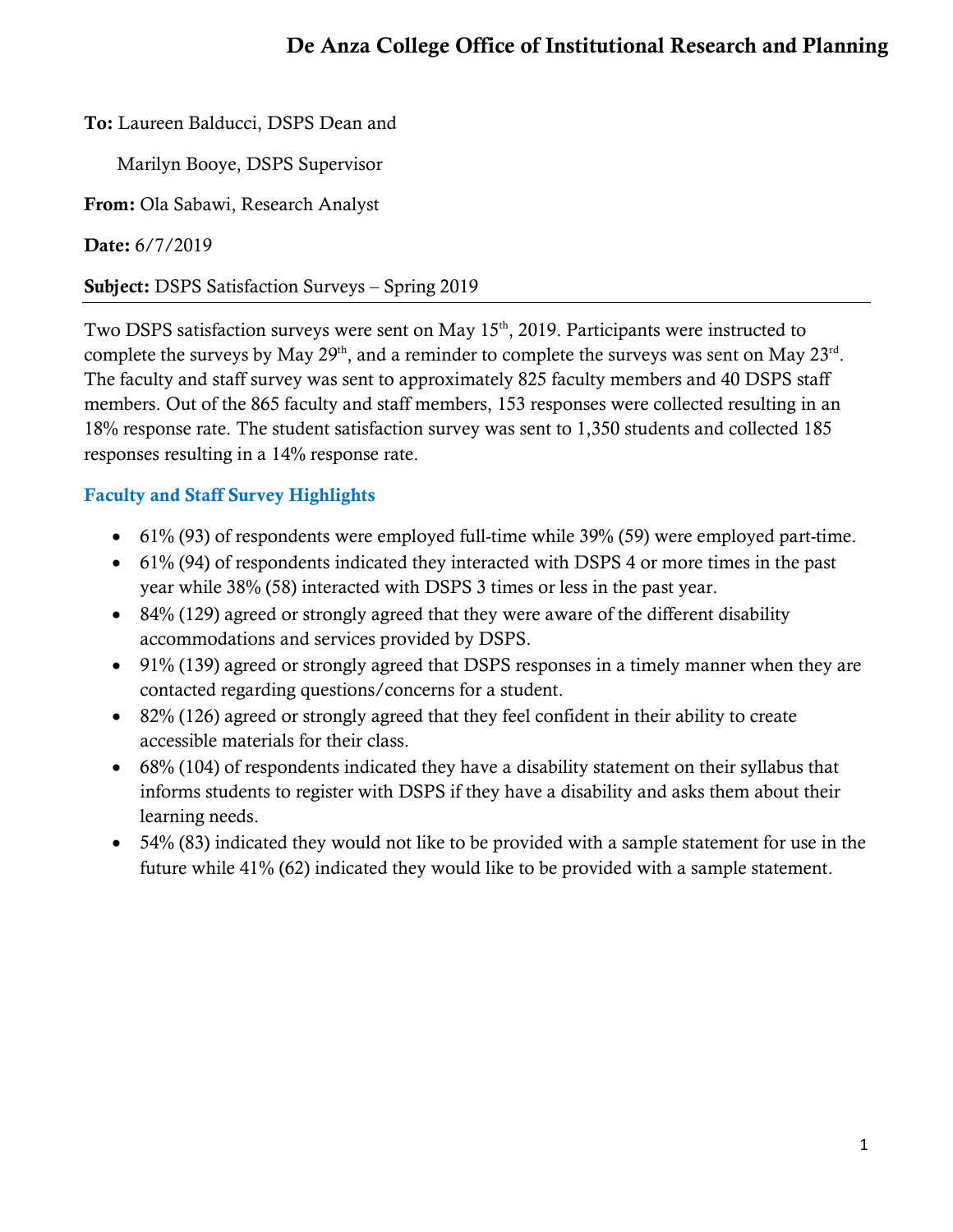# De Anza College Office of Institutional Research and Planning

**To:** Laureen Balducci, DSPS Dean and

Marilyn Booye, DSPS Supervisor

**From:** Ola Sabawi, Research Analyst

**Date:** 6/7/2019

**Subject:** DSPS Satisfaction Surveys – Spring 2019

---

Two DSPS satisfaction surveys were sent on May 15th, 2019. Participants were instructed to complete the surveys by May 29th, and a reminder to complete the surveys was sent on May 23rd. The faculty and staff survey was sent to approximately 825 faculty members and 40 DSPS staff members. Out of the 865 faculty and staff members, 153 responses were collected resulting in an 18% response rate. The student satisfaction survey was sent to 1,350 students and collected 185 responses resulting in a 14% response rate.

## Faculty and Staff Survey Highlights

- 61% (93) of respondents were employed full-time while 39% (59) were employed part-time.
- 61% (94) of respondents indicated they interacted with DSPS 4 or more times in the past year while 38% (58) interacted with DSPS 3 times or less in the past year.
- 84% (129) agreed or strongly agreed that they were aware of the different disability accommodations and services provided by DSPS.
- 91% (139) agreed or strongly agreed that DSPS responses in a timely manner when they are contacted regarding questions/concerns for a student.
- 82% (126) agreed or strongly agreed that they feel confident in their ability to create accessible materials for their class.
- 68% (104) of respondents indicated they have a disability statement on their syllabus that informs students to register with DSPS if they have a disability and asks them about their learning needs.
- 54% (83) indicated they would not like to be provided with a sample statement for use in the future while 41% (62) indicated they would like to be provided with a sample statement.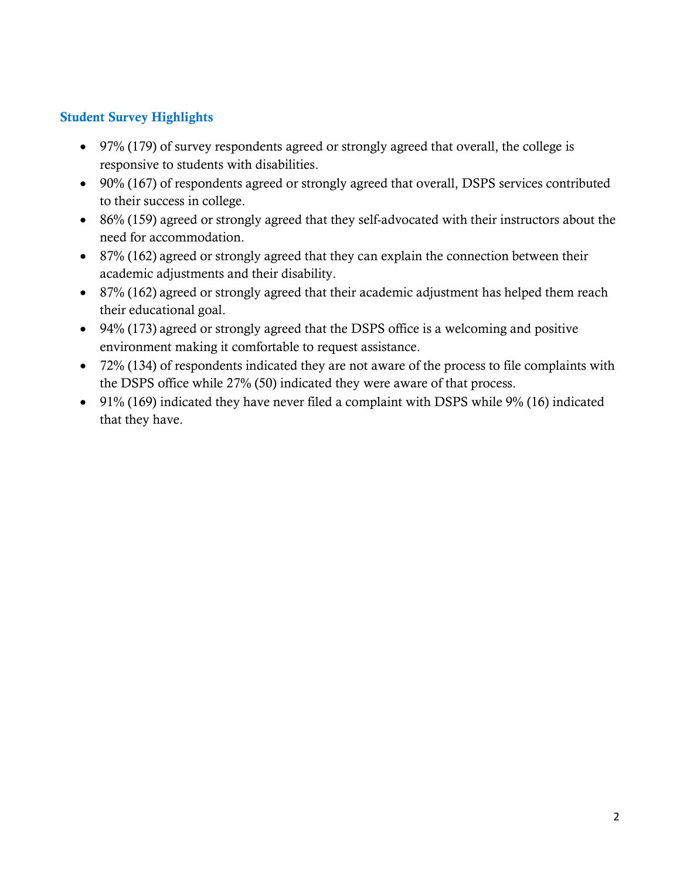## Student Survey Highlights

- 97% (179) of survey respondents agreed or strongly agreed that overall, the college is responsive to students with disabilities.
- 90% (167) of respondents agreed or strongly agreed that overall, DSPS services contributed to their success in college.
- 86% (159) agreed or strongly agreed that they self-advocated with their instructors about the need for accommodation.
- 87% (162) agreed or strongly agreed that they can explain the connection between their academic adjustments and their disability.
- 87% (162) agreed or strongly agreed that their academic adjustment has helped them reach their educational goal.
- 94% (173) agreed or strongly agreed that the DSPS office is a welcoming and positive environment making it comfortable to request assistance.
- 72% (134) of respondents indicated they are not aware of the process to file complaints with the DSPS office while 27% (50) indicated they were aware of that process.
- 91% (169) indicated they have never filed a complaint with DSPS while 9% (16) indicated that they have.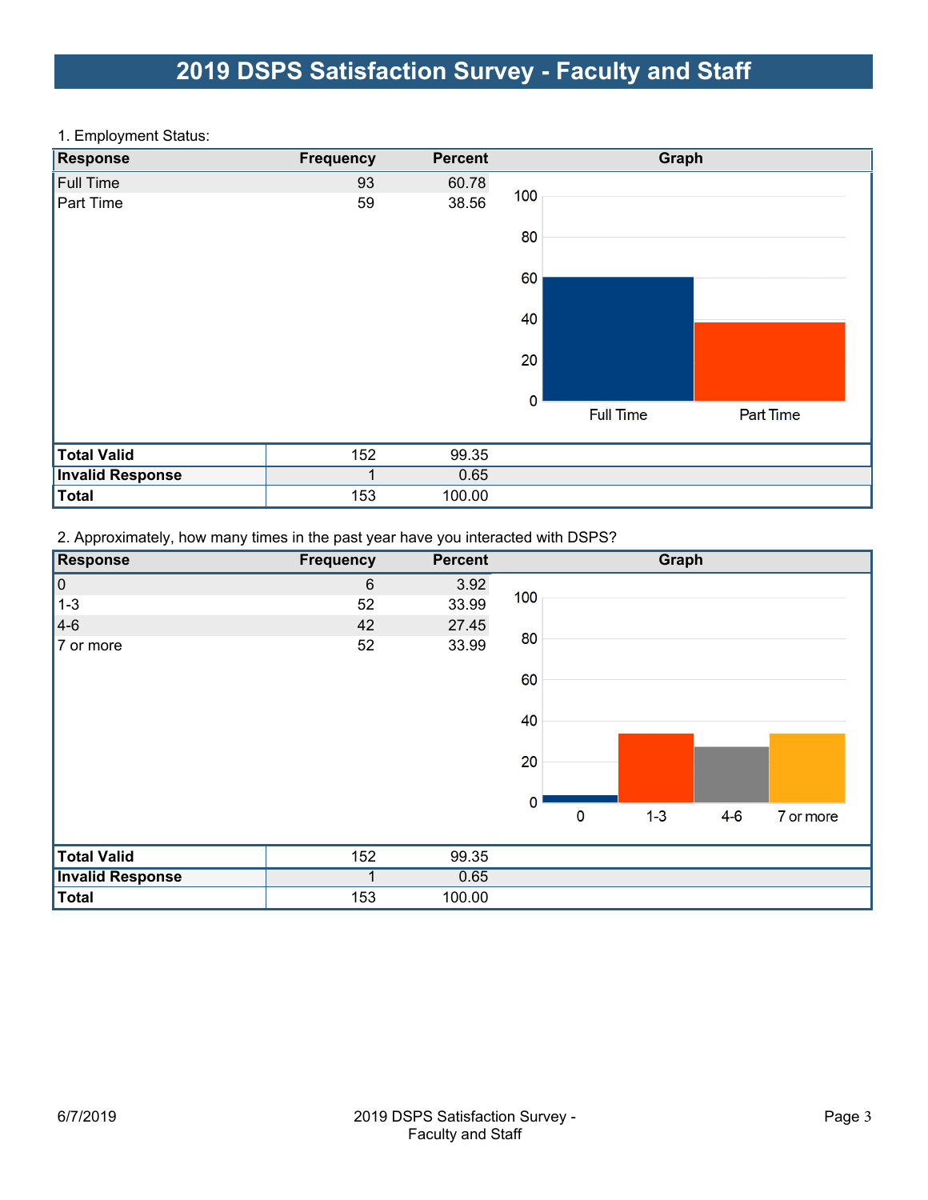# 2019 DSPS Satisfaction Survey - Faculty and Staff

1. Employment Status:

| Response | Frequency | Percent |
|---|---|---|
| Full Time | 93 | 60.78 |
| Part Time | 59 | 38.56 |
| **Total Valid** | 152 | 99.35 |
| **Invalid Response** | 1 | 0.65 |
| **Total** | 153 | 100.00 |

2. Approximately, how many times in the past year have you interacted with DSPS?

| Response | Frequency | Percent |
|---|---|---|
| 0 | 6 | 3.92 |
| 1-3 | 52 | 33.99 |
| 4-6 | 42 | 27.45 |
| 7 or more | 52 | 33.99 |
| **Total Valid** | 152 | 99.35 |
| **Invalid Response** | 1 | 0.65 |
| **Total** | 153 | 100.00 |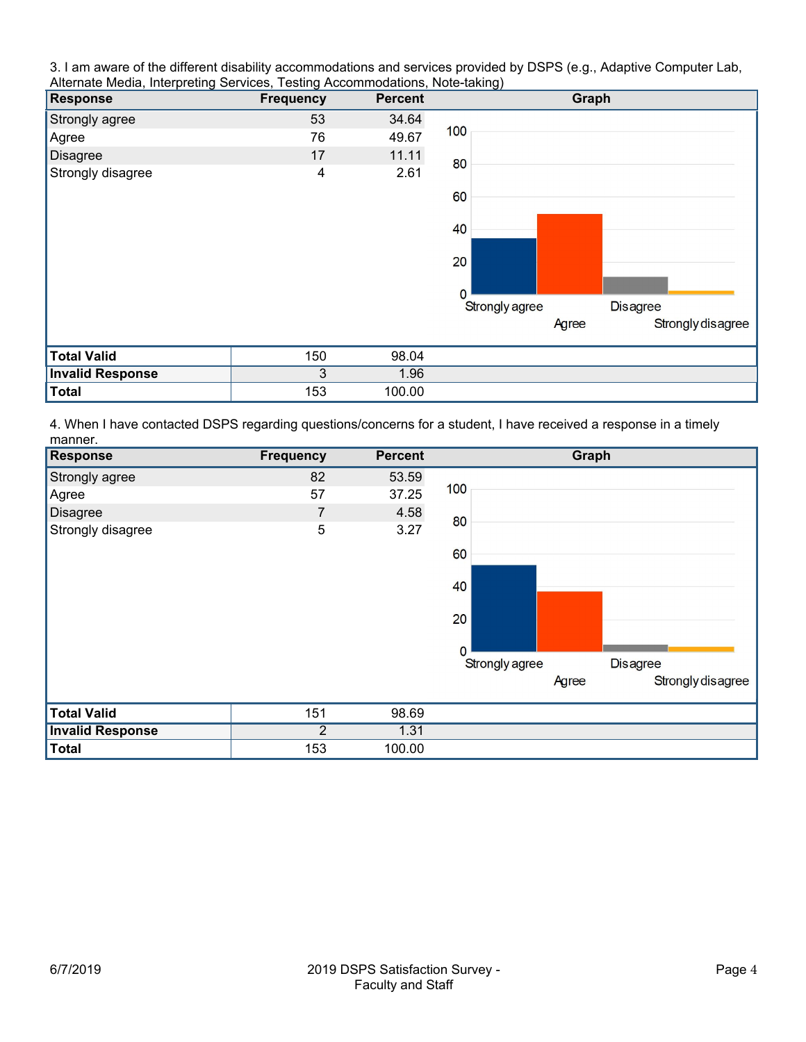3. I am aware of the different disability accommodations and services provided by DSPS (e.g., Adaptive Computer Lab, Alternate Media, Interpreting Services, Testing Accommodations, Note-taking)

| Response | Frequency | Percent |
|---|---|---|
| Strongly agree | 53 | 34.64 |
| Agree | 76 | 49.67 |
| Disagree | 17 | 11.11 |
| Strongly disagree | 4 | 2.61 |
| **Total Valid** | 150 | 98.04 |
| **Invalid Response** | 3 | 1.96 |
| **Total** | 153 | 100.00 |

4. When I have contacted DSPS regarding questions/concerns for a student, I have received a response in a timely manner.

| Response | Frequency | Percent |
|---|---|---|
| Strongly agree | 82 | 53.59 |
| Agree | 57 | 37.25 |
| Disagree | 7 | 4.58 |
| Strongly disagree | 5 | 3.27 |
| **Total Valid** | 151 | 98.69 |
| **Invalid Response** | 2 | 1.31 |
| **Total** | 153 | 100.00 |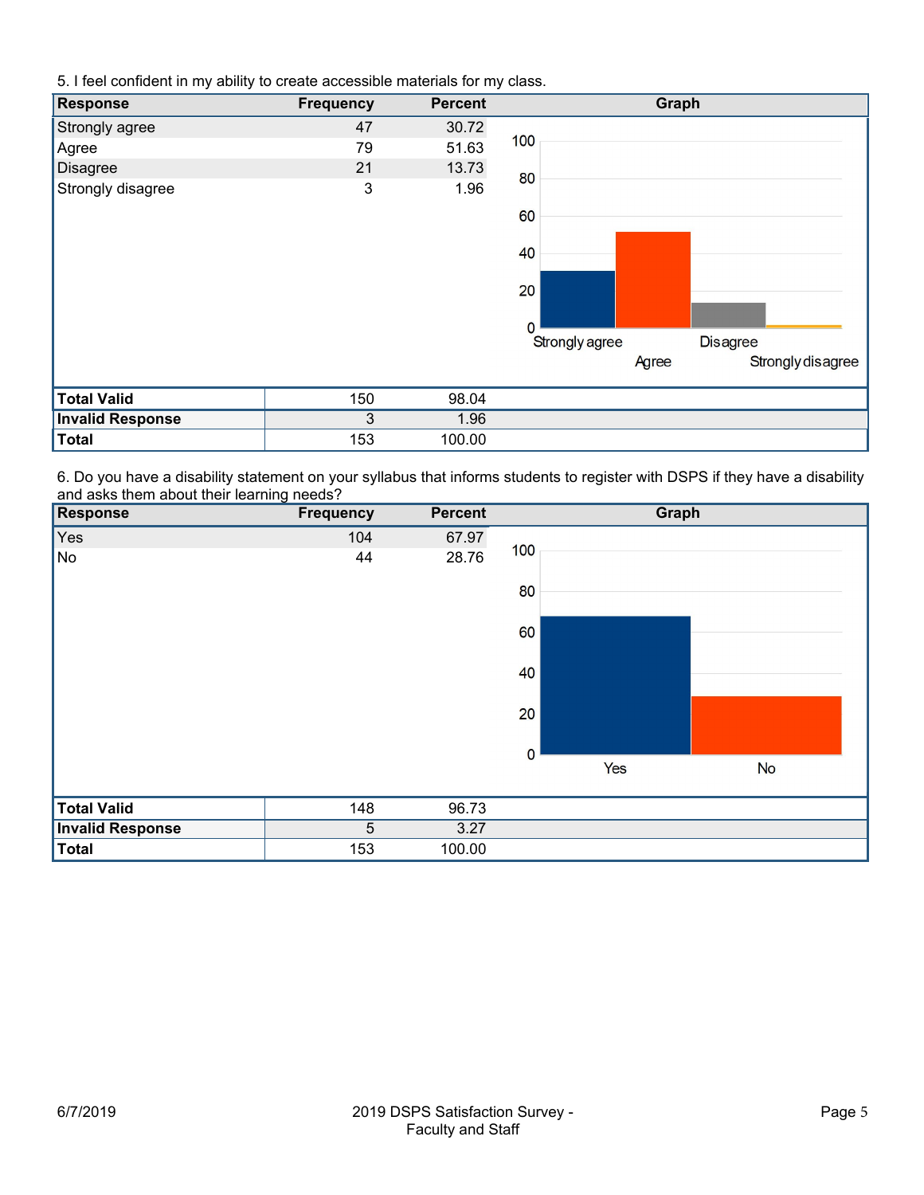5. I feel confident in my ability to create accessible materials for my class.

| Response | Frequency | Percent |
|---|---|---|
| Strongly agree | 47 | 30.72 |
| Agree | 79 | 51.63 |
| Disagree | 21 | 13.73 |
| Strongly disagree | 3 | 1.96 |
| **Total Valid** | 150 | 98.04 |
| **Invalid Response** | 3 | 1.96 |
| **Total** | 153 | 100.00 |

6. Do you have a disability statement on your syllabus that informs students to register with DSPS if they have a disability and asks them about their learning needs?

| Response | Frequency | Percent |
|---|---|---|
| Yes | 104 | 67.97 |
| No | 44 | 28.76 |
| **Total Valid** | 148 | 96.73 |
| **Invalid Response** | 5 | 3.27 |
| **Total** | 153 | 100.00 |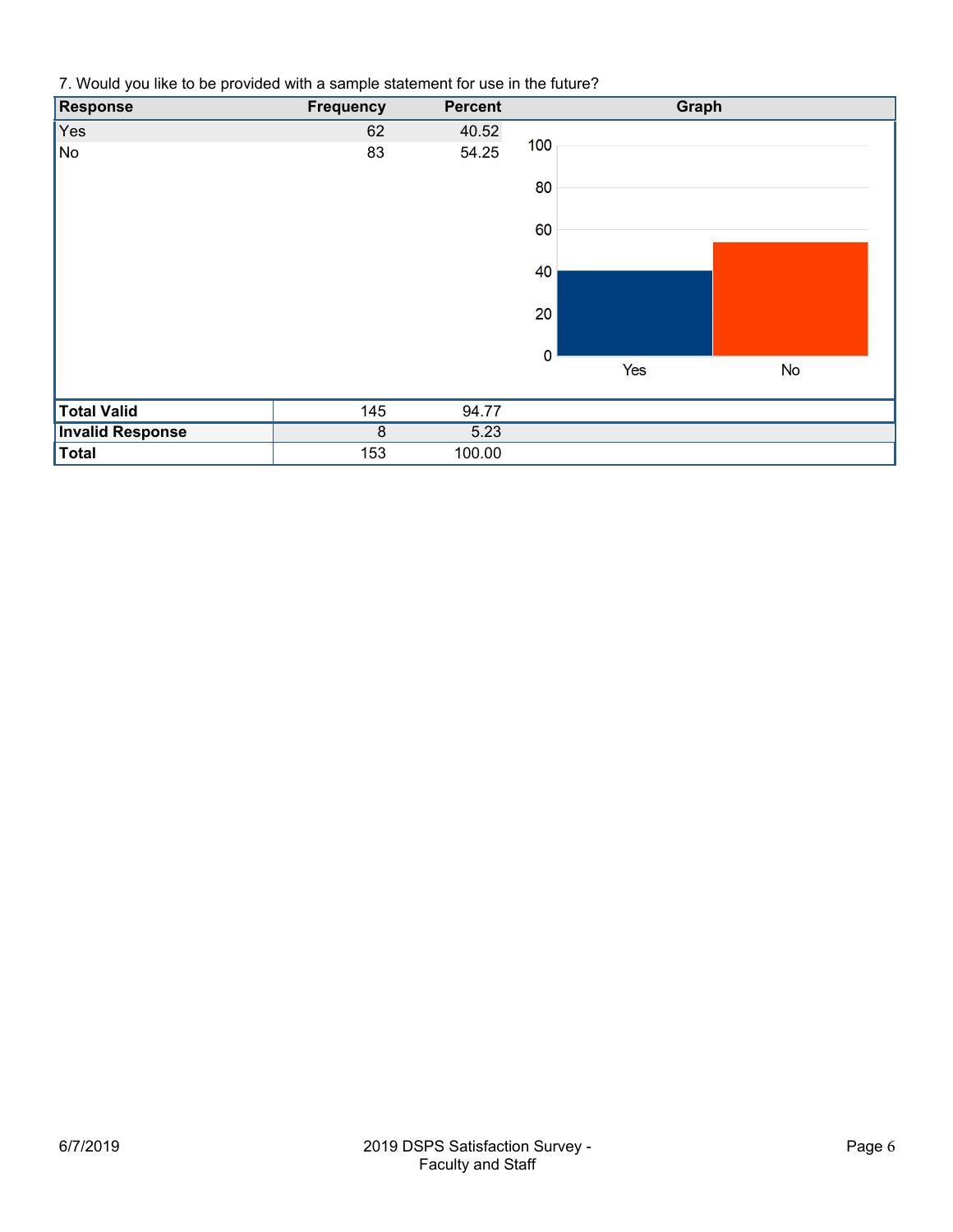7. Would you like to be provided with a sample statement for use in the future?

| Response | Frequency | Percent |
|---|---|---|
| Yes | 62 | 40.52 |
| No | 83 | 54.25 |
| **Total Valid** | 145 | 94.77 |
| **Invalid Response** | 8 | 5.23 |
| **Total** | 153 | 100.00 |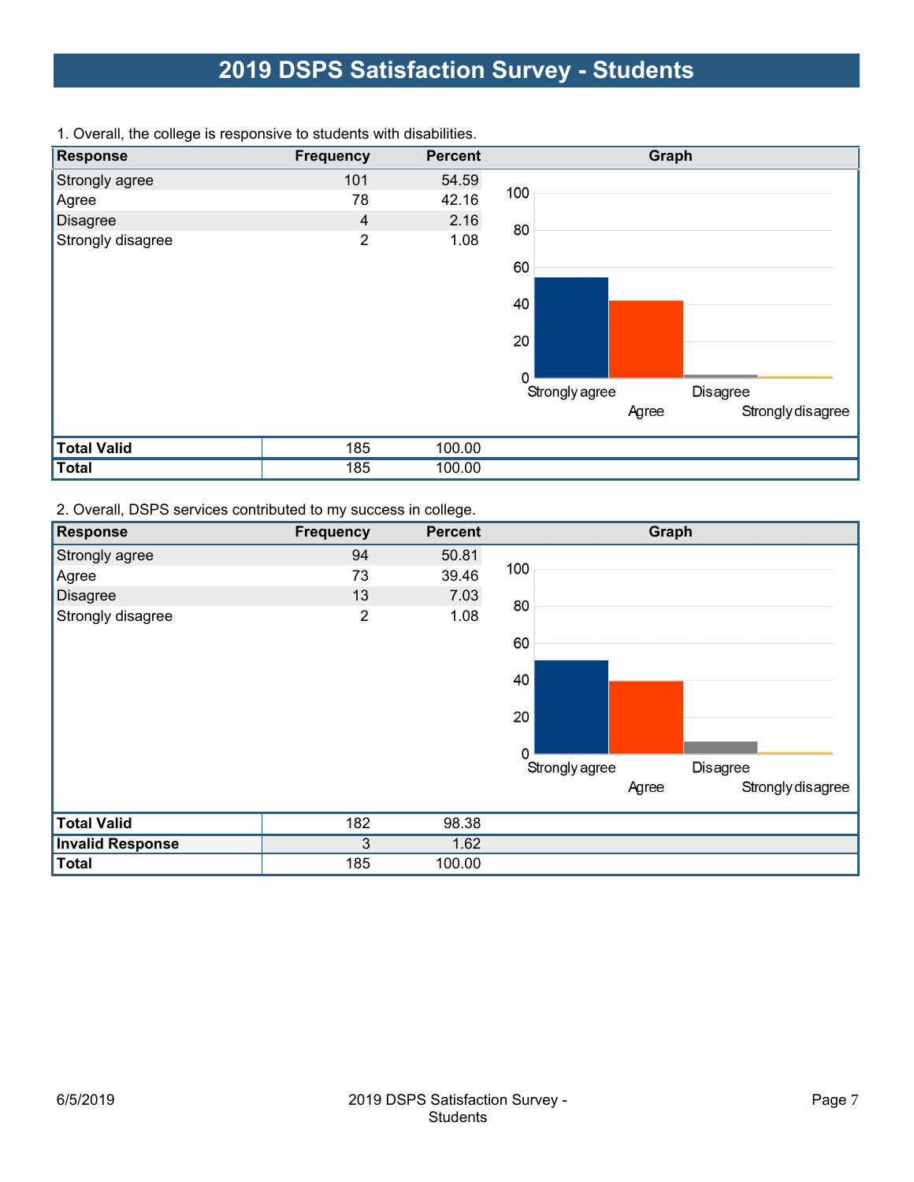# 2019 DSPS Satisfaction Survey - Students

1. Overall, the college is responsive to students with disabilities.

| Response | Frequency | Percent |
|---|---|---|
| Strongly agree | 101 | 54.59 |
| Agree | 78 | 42.16 |
| Disagree | 4 | 2.16 |
| Strongly disagree | 2 | 1.08 |
| **Total Valid** | 185 | 100.00 |
| **Total** | 185 | 100.00 |

2. Overall, DSPS services contributed to my success in college.

| Response | Frequency | Percent |
|---|---|---|
| Strongly agree | 94 | 50.81 |
| Agree | 73 | 39.46 |
| Disagree | 13 | 7.03 |
| Strongly disagree | 2 | 1.08 |
| **Total Valid** | 182 | 98.38 |
| **Invalid Response** | 3 | 1.62 |
| **Total** | 185 | 100.00 |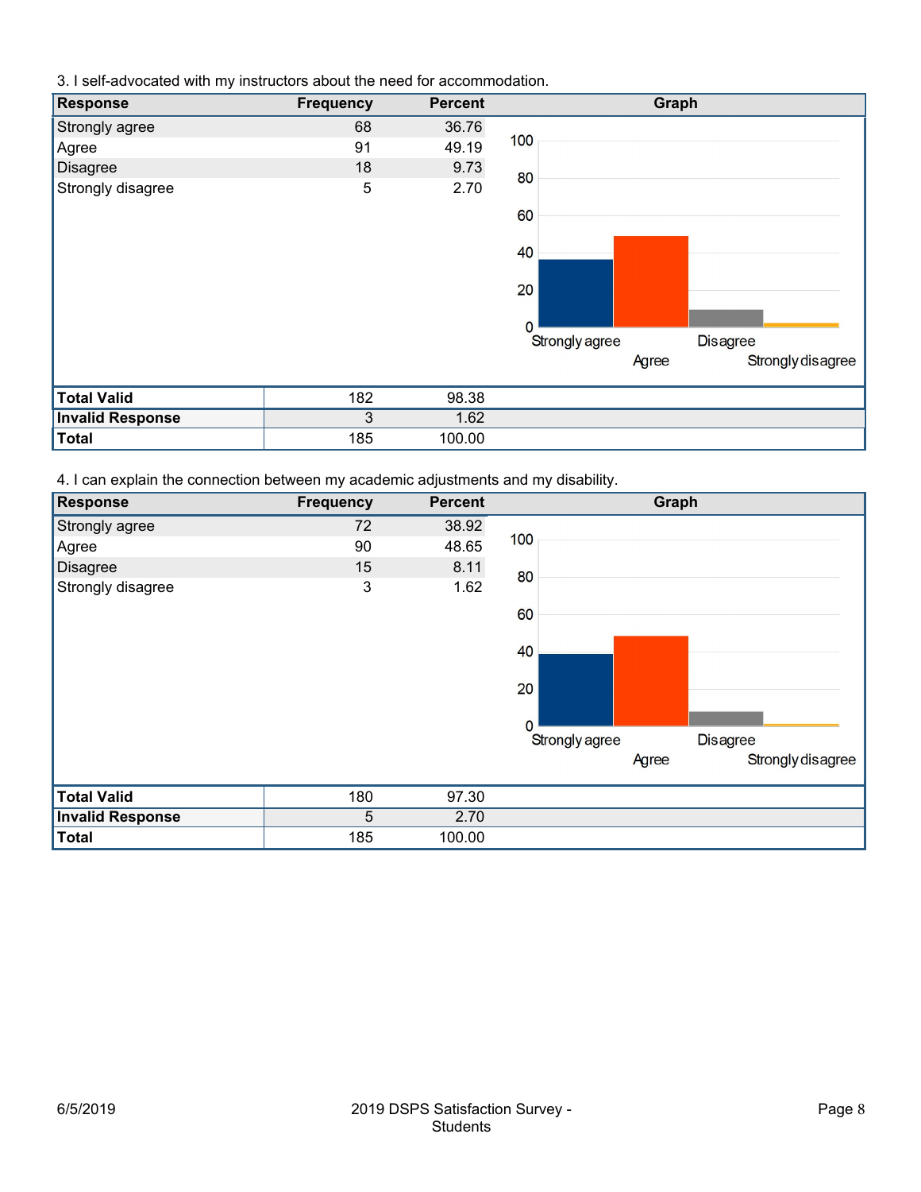3. I self-advocated with my instructors about the need for accommodation.

| Response | Frequency | Percent |
|---|---|---|
| Strongly agree | 68 | 36.76 |
| Agree | 91 | 49.19 |
| Disagree | 18 | 9.73 |
| Strongly disagree | 5 | 2.70 |
| **Total Valid** | 182 | 98.38 |
| **Invalid Response** | 3 | 1.62 |
| **Total** | 185 | 100.00 |

4. I can explain the connection between my academic adjustments and my disability.

| Response | Frequency | Percent |
|---|---|---|
| Strongly agree | 72 | 38.92 |
| Agree | 90 | 48.65 |
| Disagree | 15 | 8.11 |
| Strongly disagree | 3 | 1.62 |
| **Total Valid** | 180 | 97.30 |
| **Invalid Response** | 5 | 2.70 |
| **Total** | 185 | 100.00 |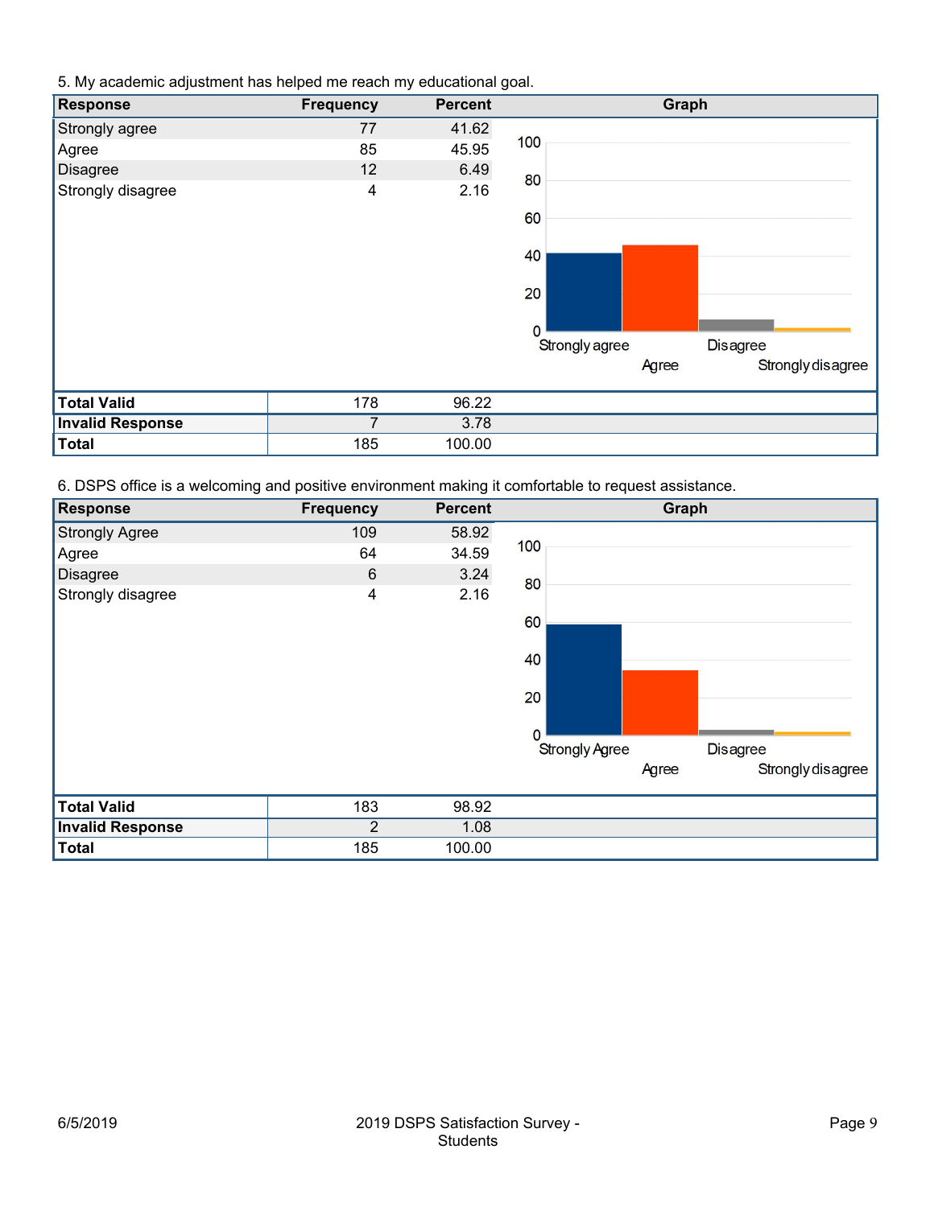5. My academic adjustment has helped me reach my educational goal.

| Response | Frequency | Percent |
|---|---|---|
| Strongly agree | 77 | 41.62 |
| Agree | 85 | 45.95 |
| Disagree | 12 | 6.49 |
| Strongly disagree | 4 | 2.16 |
| **Total Valid** | 178 | 96.22 |
| **Invalid Response** | 7 | 3.78 |
| **Total** | 185 | 100.00 |

6. DSPS office is a welcoming and positive environment making it comfortable to request assistance.

| Response | Frequency | Percent |
|---|---|---|
| Strongly Agree | 109 | 58.92 |
| Agree | 64 | 34.59 |
| Disagree | 6 | 3.24 |
| Strongly disagree | 4 | 2.16 |
| **Total Valid** | 183 | 98.92 |
| **Invalid Response** | 2 | 1.08 |
| **Total** | 185 | 100.00 |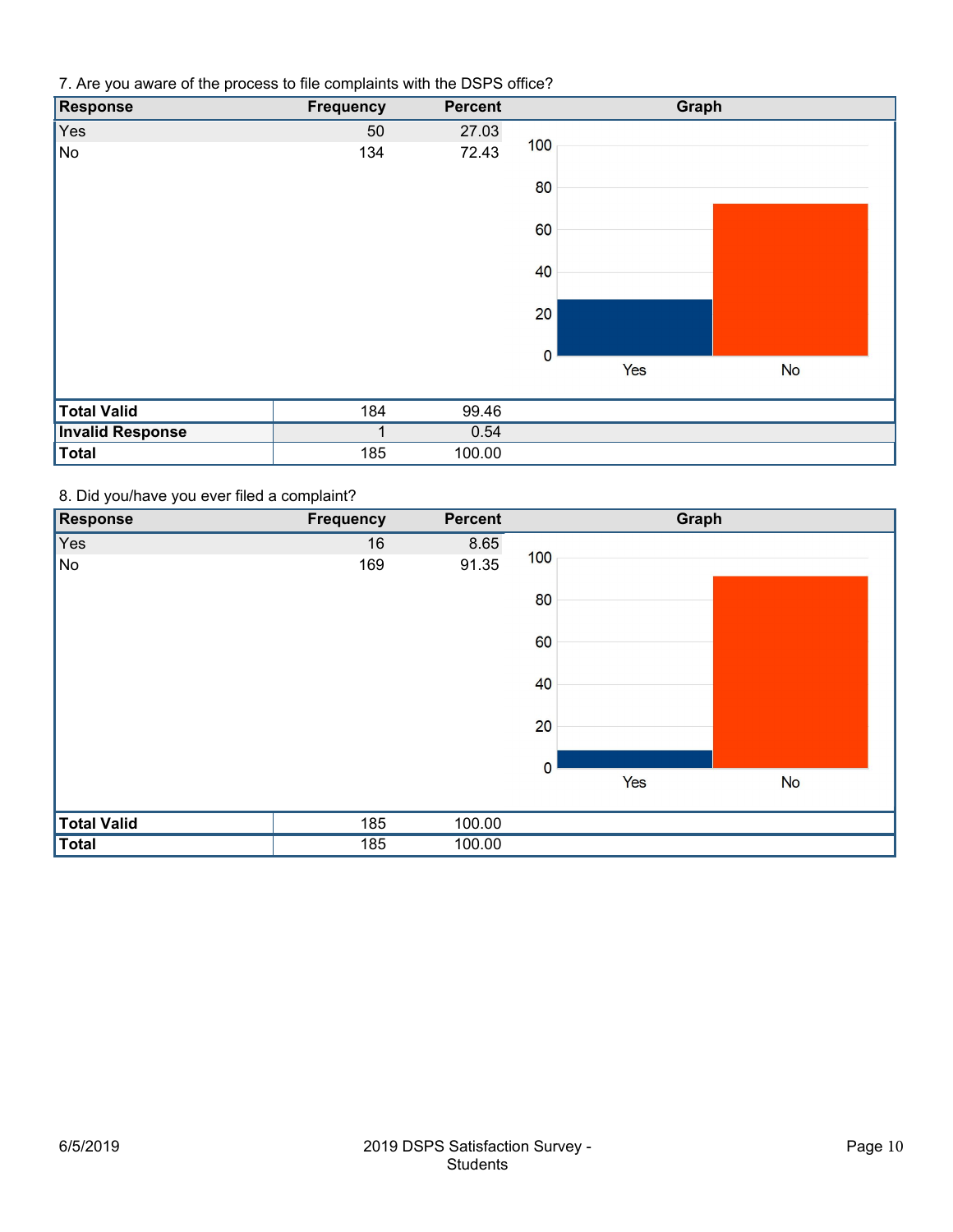7. Are you aware of the process to file complaints with the DSPS office?

| Response | Frequency | Percent |
|---|---|---|
| Yes | 50 | 27.03 |
| No | 134 | 72.43 |
| **Total Valid** | 184 | 99.46 |
| **Invalid Response** | 1 | 0.54 |
| **Total** | 185 | 100.00 |

8. Did you/have you ever filed a complaint?

| Response | Frequency | Percent |
|---|---|---|
| Yes | 16 | 8.65 |
| No | 169 | 91.35 |
| **Total Valid** | 185 | 100.00 |
| **Total** | 185 | 100.00 |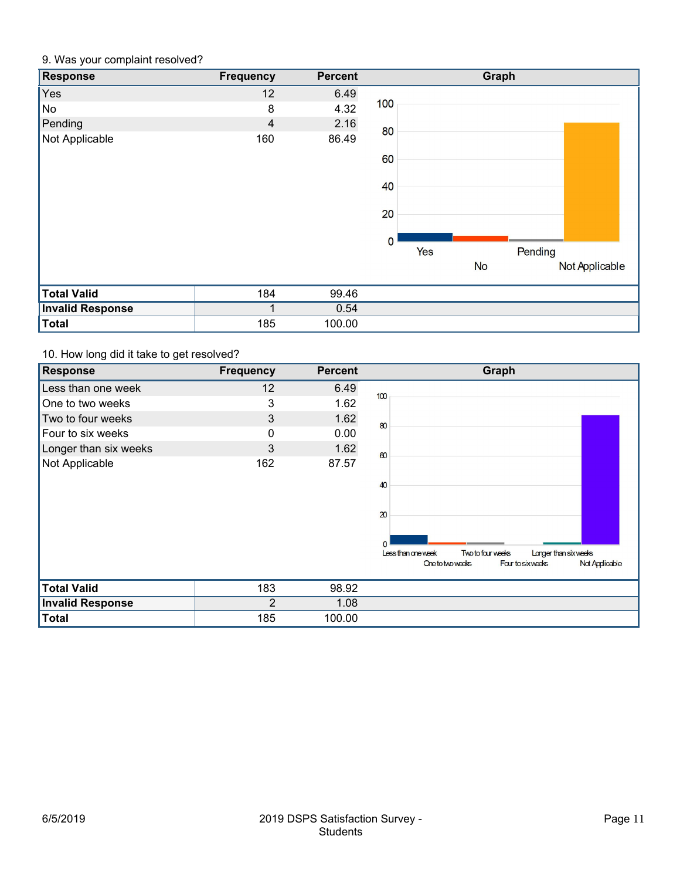9. Was your complaint resolved?

| Response | Frequency | Percent |
|---|---|---|
| Yes | 12 | 6.49 |
| No | 8 | 4.32 |
| Pending | 4 | 2.16 |
| Not Applicable | 160 | 86.49 |
| **Total Valid** | 184 | 99.46 |
| **Invalid Response** | 1 | 0.54 |
| **Total** | 185 | 100.00 |

Graph

100
80
60
40
20
0

Yes
No
Pending
Not Applicable

10. How long did it take to get resolved?

| Response | Frequency | Percent |
|---|---|---|
| Less than one week | 12 | 6.49 |
| One to two weeks | 3 | 1.62 |
| Two to four weeks | 3 | 1.62 |
| Four to six weeks | 0 | 0.00 |
| Longer than six weeks | 3 | 1.62 |
| Not Applicable | 162 | 87.57 |
| **Total Valid** | 183 | 98.92 |
| **Invalid Response** | 2 | 1.08 |
| **Total** | 185 | 100.00 |

Graph

100
80
60
40
20
0

Less than one week
One to two weeks
Two to four weeks
Four to six weeks
Longer than six weeks
Not Applicable